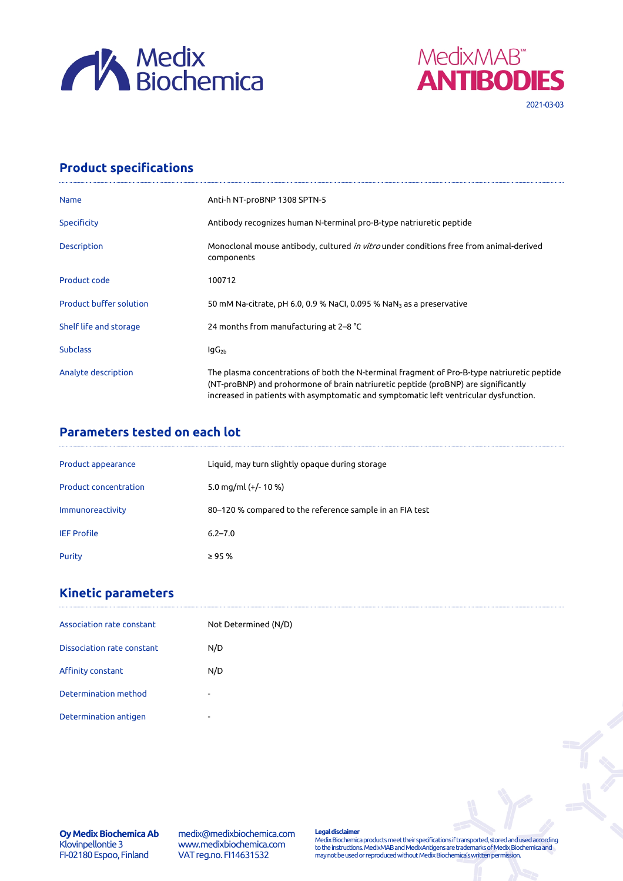Medix Biochemica

MedixMAB™ ANTIBODIES

2021-03-03

## Product specifications

| | |
|---|---|
| Name | Anti-h NT-proBNP 1308 SPTN-5 |
| Specificity | Antibody recognizes human N-terminal pro-B-type natriuretic peptide |
| Description | Monoclonal mouse antibody, cultured *in vitro* under conditions free from animal-derived components |
| Product code | 100712 |
| Product buffer solution | 50 mM Na-citrate, pH 6.0, 0.9 % NaCl, 0.095 % $NaN_3$ as a preservative |
| Shelf life and storage | 24 months from manufacturing at 2–8 °C |
| Subclass | $IgG_{2b}$ |
| Analyte description | The plasma concentrations of both the N-terminal fragment of Pro-B-type natriuretic peptide (NT-proBNP) and prohormone of brain natriuretic peptide (proBNP) are significantly increased in patients with asymptomatic and symptomatic left ventricular dysfunction. |

## Parameters tested on each lot

| | |
|---|---|
| Product appearance | Liquid, may turn slightly opaque during storage |
| Product concentration | 5.0 mg/ml (+/- 10 %) |
| Immunoreactivity | 80–120 % compared to the reference sample in an FIA test |
| IEF Profile | 6.2–7.0 |
| Purity | ≥ 95 % |

## Kinetic parameters

| | |
|---|---|
| Association rate constant | Not Determined (N/D) |
| Dissociation rate constant | N/D |
| Affinity constant | N/D |
| Determination method | - |
| Determination antigen | - |

**Oy Medix Biochemica Ab**
Klovinpellontie 3
FI-02180 Espoo, Finland

medix@medixbiochemica.com
www.medixbiochemica.com
VAT reg.no. FI14631532

**Legal disclaimer**
Medix Biochemica products meet their specifications if transported, stored and used according to the instructions. MedixMAB and MedixAntigens are trademarks of Medix Biochemica and may not be used or reproduced without Medix Biochemica's written permission.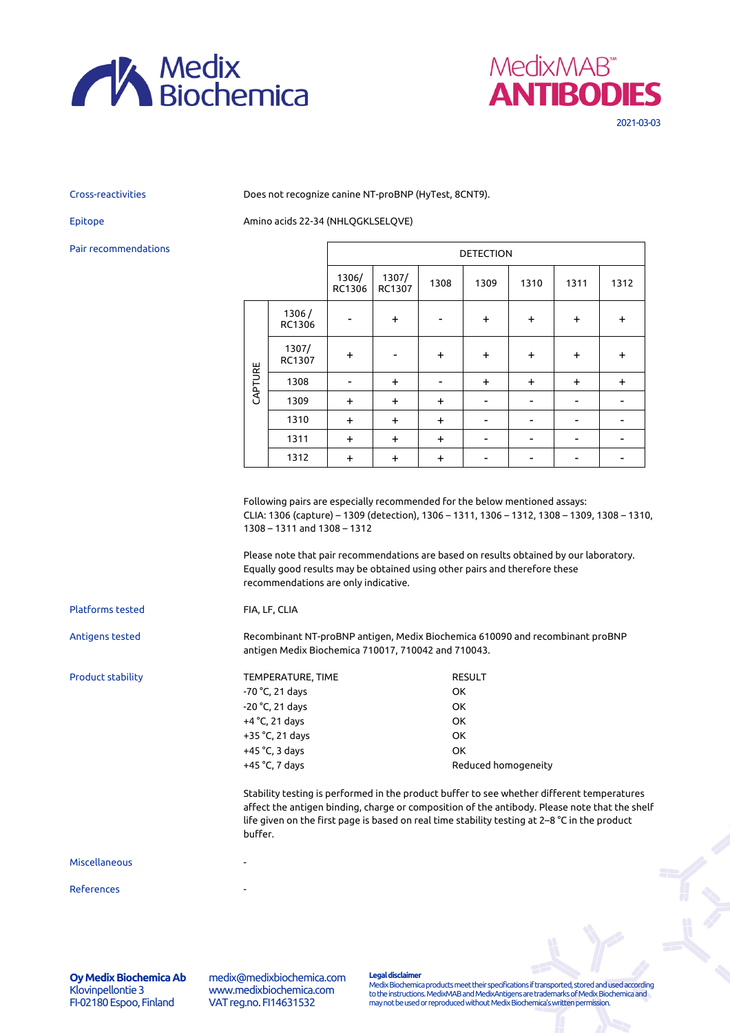Cross-reactivities

Does not recognize canine NT-proBNP (HyTest, 8CNT9).

Epitope

Amino acids 22-34 (NHLQGKLSELQVE)

Pair recommendations

| | | DETECTION | | | | | | |
|---|---|---|---|---|---|---|---|---|
| | | 1306/ RC1306 | 1307/ RC1307 | 1308 | 1309 | 1310 | 1311 | 1312 |
| CAPTURE | 1306 / RC1306 | - | + | - | + | + | + | + |
| | 1307/ RC1307 | + | - | + | + | + | + | + |
| | 1308 | - | + | - | + | + | + | + |
| | 1309 | + | + | + | - | - | - | - |
| | 1310 | + | + | + | - | - | - | - |
| | 1311 | + | + | + | - | - | - | - |
| | 1312 | + | + | + | - | - | - | - |

Following pairs are especially recommended for the below mentioned assays:
CLIA: 1306 (capture) – 1309 (detection), 1306 – 1311, 1306 – 1312, 1308 – 1309, 1308 – 1310, 1308 – 1311 and 1308 – 1312

Please note that pair recommendations are based on results obtained by our laboratory. Equally good results may be obtained using other pairs and therefore these recommendations are only indicative.

Platforms tested

FIA, LF, CLIA

Antigens tested

Recombinant NT-proBNP antigen, Medix Biochemica 610090 and recombinant proBNP antigen Medix Biochemica 710017, 710042 and 710043.

Product stability

| TEMPERATURE, TIME | RESULT |
|---|---|
| -70 °C, 21 days | OK |
| -20 °C, 21 days | OK |
| +4 °C, 21 days | OK |
| +35 °C, 21 days | OK |
| +45 °C, 3 days | OK |
| +45 °C, 7 days | Reduced homogeneity |

Stability testing is performed in the product buffer to see whether different temperatures affect the antigen binding, charge or composition of the antibody. Please note that the shelf life given on the first page is based on real time stability testing at 2–8 °C in the product buffer.

Miscellaneous

-

References

-